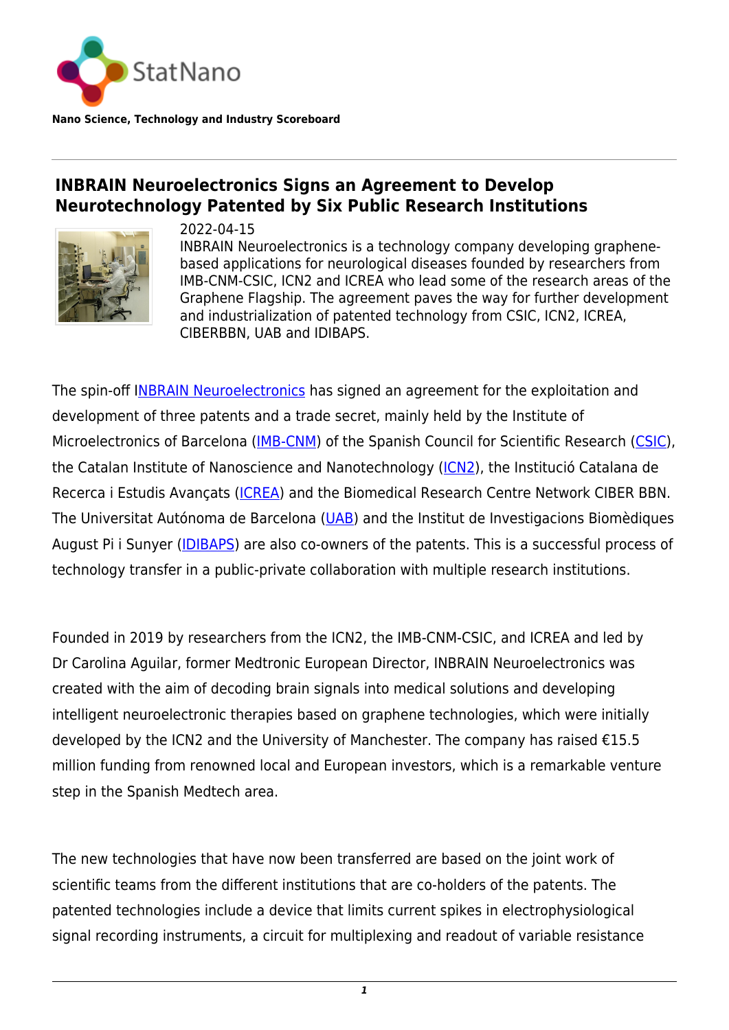StatNano

**Nano Science, Technology and Industry Scoreboard**

## INBRAIN Neuroelectronics Signs an Agreement to Develop Neurotechnology Patented by Six Public Research Institutions

2022-04-15

INBRAIN Neuroelectronics is a technology company developing graphene-based applications for neurological diseases founded by researchers from IMB-CNM-CSIC, ICN2 and ICREA who lead some of the research areas of the Graphene Flagship. The agreement paves the way for further development and industrialization of patented technology from CSIC, ICN2, ICREA, CIBERBBN, UAB and IDIBAPS.

The spin-off INBRAIN Neuroelectronics has signed an agreement for the exploitation and development of three patents and a trade secret, mainly held by the Institute of Microelectronics of Barcelona (IMB-CNM) of the Spanish Council for Scientific Research (CSIC), the Catalan Institute of Nanoscience and Nanotechnology (ICN2), the Institució Catalana de Recerca i Estudis Avançats (ICREA) and the Biomedical Research Centre Network CIBER BBN. The Universitat Autónoma de Barcelona (UAB) and the Institut de Investigacions Biomèdiques August Pi i Sunyer (IDIBAPS) are also co-owners of the patents. This is a successful process of technology transfer in a public-private collaboration with multiple research institutions.

Founded in 2019 by researchers from the ICN2, the IMB-CNM-CSIC, and ICREA and led by Dr Carolina Aguilar, former Medtronic European Director, INBRAIN Neuroelectronics was created with the aim of decoding brain signals into medical solutions and developing intelligent neuroelectronic therapies based on graphene technologies, which were initially developed by the ICN2 and the University of Manchester. The company has raised €15.5 million funding from renowned local and European investors, which is a remarkable venture step in the Spanish Medtech area.

The new technologies that have now been transferred are based on the joint work of scientific teams from the different institutions that are co-holders of the patents. The patented technologies include a device that limits current spikes in electrophysiological signal recording instruments, a circuit for multiplexing and readout of variable resistance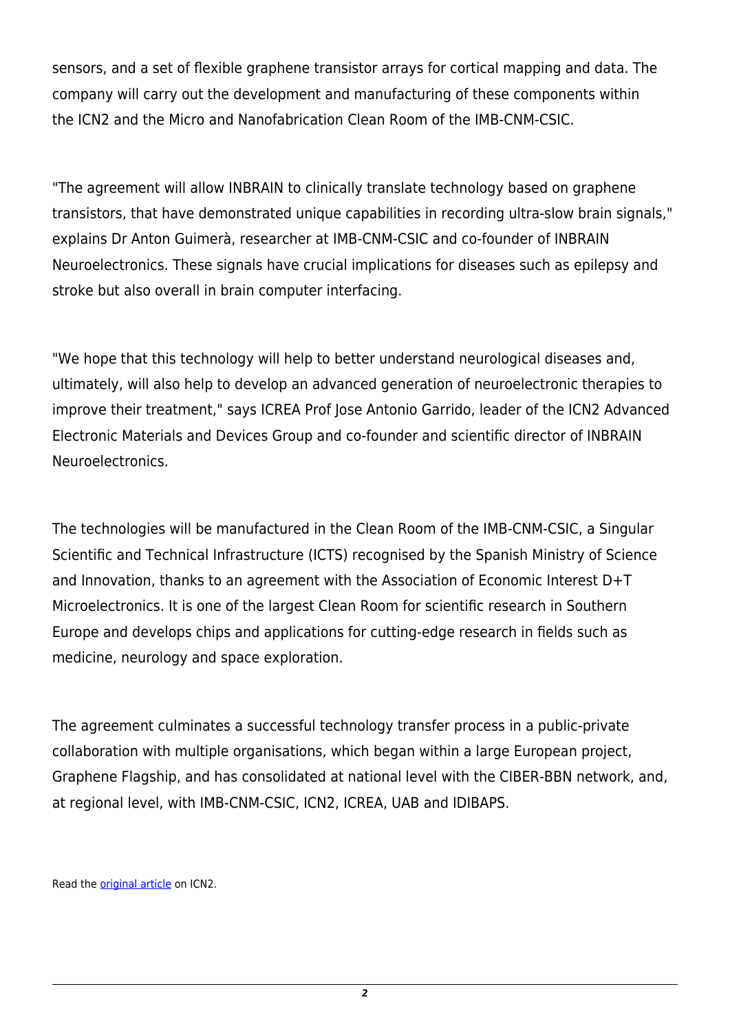sensors, and a set of flexible graphene transistor arrays for cortical mapping and data. The company will carry out the development and manufacturing of these components within the ICN2 and the Micro and Nanofabrication Clean Room of the IMB-CNM-CSIC.

"The agreement will allow INBRAIN to clinically translate technology based on graphene transistors, that have demonstrated unique capabilities in recording ultra-slow brain signals," explains Dr Anton Guimerà, researcher at IMB-CNM-CSIC and co-founder of INBRAIN Neuroelectronics. These signals have crucial implications for diseases such as epilepsy and stroke but also overall in brain computer interfacing.

"We hope that this technology will help to better understand neurological diseases and, ultimately, will also help to develop an advanced generation of neuroelectronic therapies to improve their treatment," says ICREA Prof Jose Antonio Garrido, leader of the ICN2 Advanced Electronic Materials and Devices Group and co-founder and scientific director of INBRAIN Neuroelectronics.

The technologies will be manufactured in the Clean Room of the IMB-CNM-CSIC, a Singular Scientific and Technical Infrastructure (ICTS) recognised by the Spanish Ministry of Science and Innovation, thanks to an agreement with the Association of Economic Interest D+T Microelectronics. It is one of the largest Clean Room for scientific research in Southern Europe and develops chips and applications for cutting-edge research in fields such as medicine, neurology and space exploration.

The agreement culminates a successful technology transfer process in a public-private collaboration with multiple organisations, which began within a large European project, Graphene Flagship, and has consolidated at national level with the CIBER-BBN network, and, at regional level, with IMB-CNM-CSIC, ICN2, ICREA, UAB and IDIBAPS.

Read the original article on ICN2.